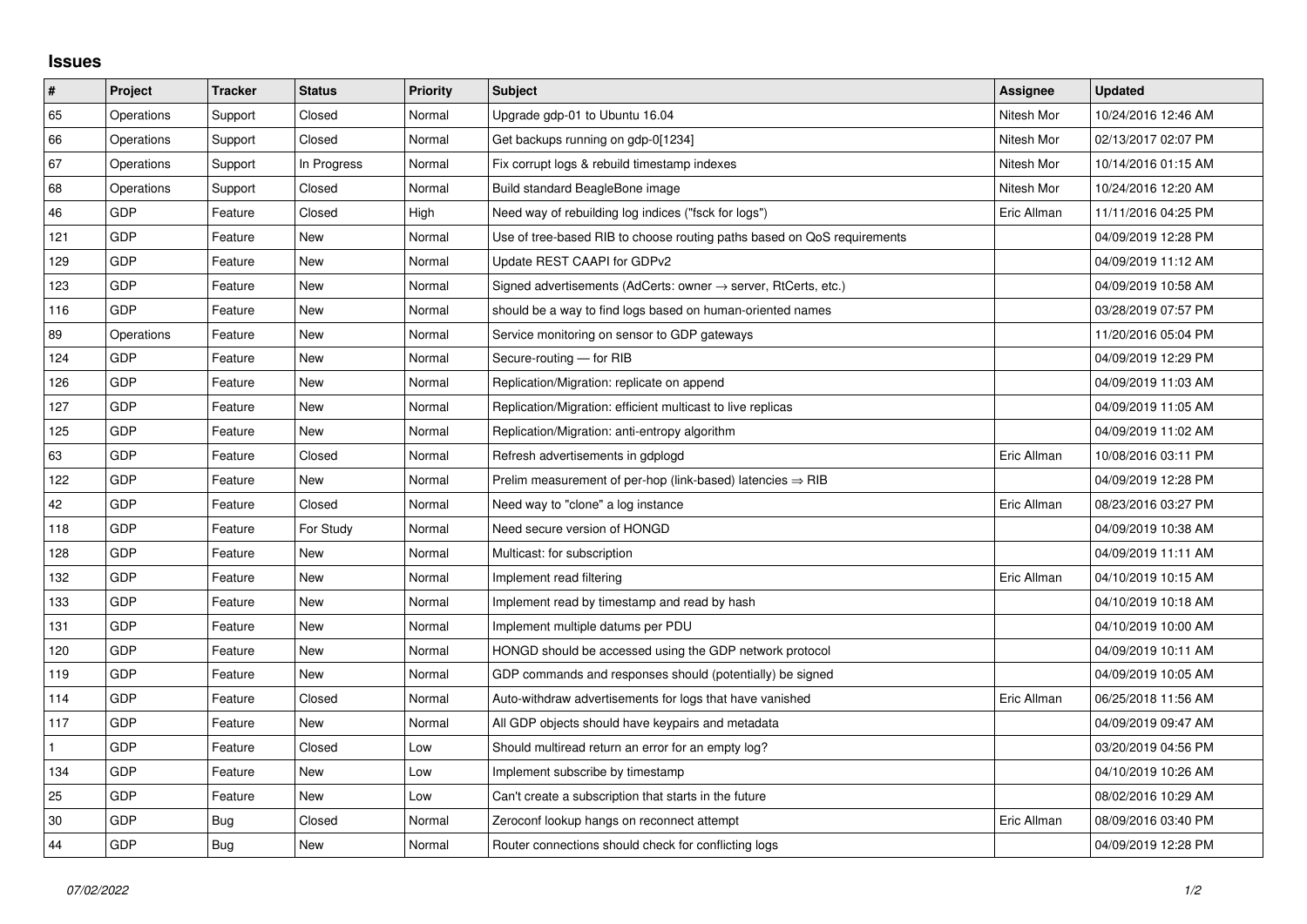## Issues

| # | Project | Tracker | Status | Priority | Subject | Assignee | Updated |
|---|---|---|---|---|---|---|---|
| 65 | Operations | Support | Closed | Normal | Upgrade gdp-01 to Ubuntu 16.04 | Nitesh Mor | 10/24/2016 12:46 AM |
| 66 | Operations | Support | Closed | Normal | Get backups running on gdp-0[1234] | Nitesh Mor | 02/13/2017 02:07 PM |
| 67 | Operations | Support | In Progress | Normal | Fix corrupt logs & rebuild timestamp indexes | Nitesh Mor | 10/14/2016 01:15 AM |
| 68 | Operations | Support | Closed | Normal | Build standard BeagleBone image | Nitesh Mor | 10/24/2016 12:20 AM |
| 46 | GDP | Feature | Closed | High | Need way of rebuilding log indices ("fsck for logs") | Eric Allman | 11/11/2016 04:25 PM |
| 121 | GDP | Feature | New | Normal | Use of tree-based RIB to choose routing paths based on QoS requirements | | 04/09/2019 12:28 PM |
| 129 | GDP | Feature | New | Normal | Update REST CAAPI for GDPv2 | | 04/09/2019 11:12 AM |
| 123 | GDP | Feature | New | Normal | Signed advertisements (AdCerts: owner → server, RtCerts, etc.) | | 04/09/2019 10:58 AM |
| 116 | GDP | Feature | New | Normal | should be a way to find logs based on human-oriented names | | 03/28/2019 07:57 PM |
| 89 | Operations | Feature | New | Normal | Service monitoring on sensor to GDP gateways | | 11/20/2016 05:04 PM |
| 124 | GDP | Feature | New | Normal | Secure-routing — for RIB | | 04/09/2019 12:29 PM |
| 126 | GDP | Feature | New | Normal | Replication/Migration: replicate on append | | 04/09/2019 11:03 AM |
| 127 | GDP | Feature | New | Normal | Replication/Migration: efficient multicast to live replicas | | 04/09/2019 11:05 AM |
| 125 | GDP | Feature | New | Normal | Replication/Migration: anti-entropy algorithm | | 04/09/2019 11:02 AM |
| 63 | GDP | Feature | Closed | Normal | Refresh advertisements in gdplogd | Eric Allman | 10/08/2016 03:11 PM |
| 122 | GDP | Feature | New | Normal | Prelim measurement of per-hop (link-based) latencies ⇒ RIB | | 04/09/2019 12:28 PM |
| 42 | GDP | Feature | Closed | Normal | Need way to "clone" a log instance | Eric Allman | 08/23/2016 03:27 PM |
| 118 | GDP | Feature | For Study | Normal | Need secure version of HONGD | | 04/09/2019 10:38 AM |
| 128 | GDP | Feature | New | Normal | Multicast: for subscription | | 04/09/2019 11:11 AM |
| 132 | GDP | Feature | New | Normal | Implement read filtering | Eric Allman | 04/10/2019 10:15 AM |
| 133 | GDP | Feature | New | Normal | Implement read by timestamp and read by hash | | 04/10/2019 10:18 AM |
| 131 | GDP | Feature | New | Normal | Implement multiple datums per PDU | | 04/10/2019 10:00 AM |
| 120 | GDP | Feature | New | Normal | HONGD should be accessed using the GDP network protocol | | 04/09/2019 10:11 AM |
| 119 | GDP | Feature | New | Normal | GDP commands and responses should (potentially) be signed | | 04/09/2019 10:05 AM |
| 114 | GDP | Feature | Closed | Normal | Auto-withdraw advertisements for logs that have vanished | Eric Allman | 06/25/2018 11:56 AM |
| 117 | GDP | Feature | New | Normal | All GDP objects should have keypairs and metadata | | 04/09/2019 09:47 AM |
| 1 | GDP | Feature | Closed | Low | Should multiread return an error for an empty log? | | 03/20/2019 04:56 PM |
| 134 | GDP | Feature | New | Low | Implement subscribe by timestamp | | 04/10/2019 10:26 AM |
| 25 | GDP | Feature | New | Low | Can't create a subscription that starts in the future | | 08/02/2016 10:29 AM |
| 30 | GDP | Bug | Closed | Normal | Zeroconf lookup hangs on reconnect attempt | Eric Allman | 08/09/2016 03:40 PM |
| 44 | GDP | Bug | New | Normal | Router connections should check for conflicting logs | | 04/09/2019 12:28 PM |

*07/02/2022*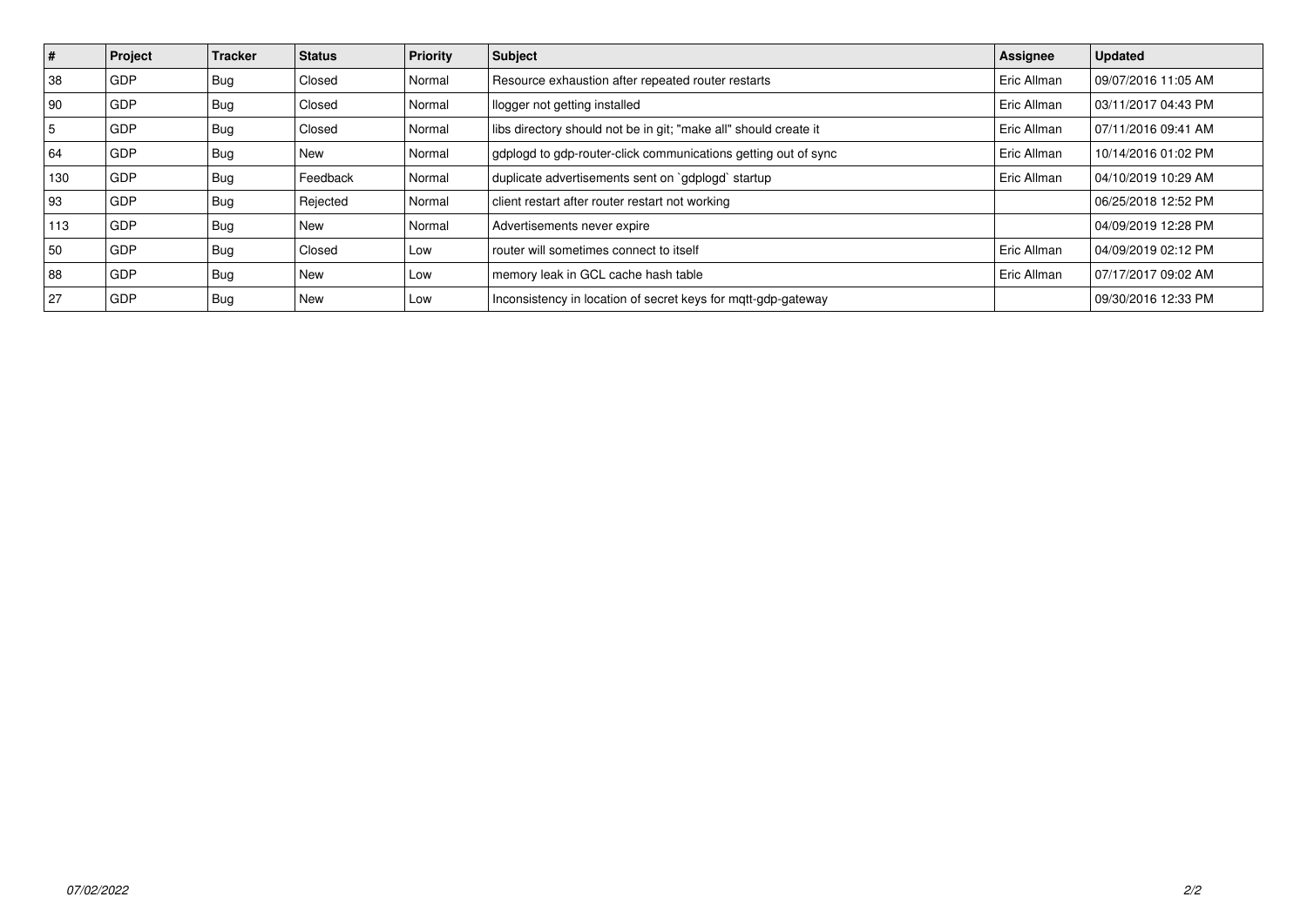| # | Project | Tracker | Status | Priority | Subject | Assignee | Updated |
|---|---|---|---|---|---|---|---|
| 38 | GDP | Bug | Closed | Normal | Resource exhaustion after repeated router restarts | Eric Allman | 09/07/2016 11:05 AM |
| 90 | GDP | Bug | Closed | Normal | llogger not getting installed | Eric Allman | 03/11/2017 04:43 PM |
| 5 | GDP | Bug | Closed | Normal | libs directory should not be in git; "make all" should create it | Eric Allman | 07/11/2016 09:41 AM |
| 64 | GDP | Bug | New | Normal | gdplogd to gdp-router-click communications getting out of sync | Eric Allman | 10/14/2016 01:02 PM |
| 130 | GDP | Bug | Feedback | Normal | duplicate advertisements sent on `gdplogd` startup | Eric Allman | 04/10/2019 10:29 AM |
| 93 | GDP | Bug | Rejected | Normal | client restart after router restart not working | | 06/25/2018 12:52 PM |
| 113 | GDP | Bug | New | Normal | Advertisements never expire | | 04/09/2019 12:28 PM |
| 50 | GDP | Bug | Closed | Low | router will sometimes connect to itself | Eric Allman | 04/09/2019 02:12 PM |
| 88 | GDP | Bug | New | Low | memory leak in GCL cache hash table | Eric Allman | 07/17/2017 09:02 AM |
| 27 | GDP | Bug | New | Low | Inconsistency in location of secret keys for mqtt-gdp-gateway | | 09/30/2016 12:33 PM |